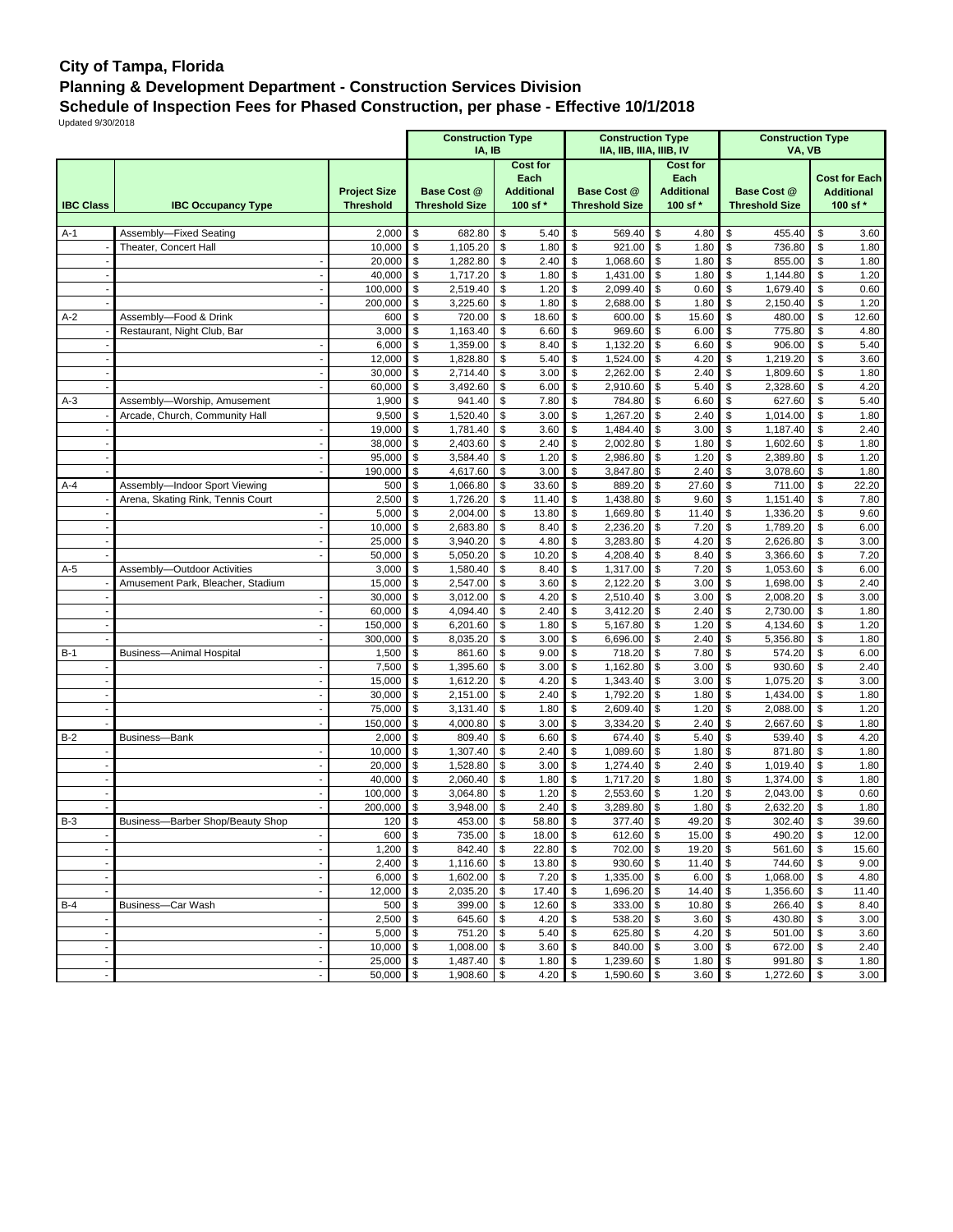# City of Tampa, Florida
## Planning & Development Department - Construction Services Division
## Schedule of Inspection Fees for Phased Construction, per phase - Effective 10/1/2018

Updated 9/30/2018

| | | | Construction Type IA, IB | | Construction Type IIA, IIB, IIIA, IIIB, IV | | Construction Type VA, VB | |
|---|---|---|---|---|---|---|---|---|
| IBC Class | IBC Occupancy Type | Project Size Threshold | Base Cost @ Threshold Size | Cost for Each Additional 100 sf * | Base Cost @ Threshold Size | Cost for Each Additional 100 sf * | Base Cost @ Threshold Size | Cost for Each Additional 100 sf * |
| A-1 | Assembly—Fixed Seating | 2,000 | $ 682.80 | $ 5.40 | $ 569.40 | $ 4.80 | $ 455.40 | $ 3.60 |
| - | Theater, Concert Hall | 10,000 | $ 1,105.20 | $ 1.80 | $ 921.00 | $ 1.80 | $ 736.80 | $ 1.80 |
| - | - | 20,000 | $ 1,282.80 | $ 2.40 | $ 1,068.60 | $ 1.80 | $ 855.00 | $ 1.80 |
| - | - | 40,000 | $ 1,717.20 | $ 1.80 | $ 1,431.00 | $ 1.80 | $ 1,144.80 | $ 1.20 |
| - | - | 100,000 | $ 2,519.40 | $ 1.20 | $ 2,099.40 | $ 0.60 | $ 1,679.40 | $ 0.60 |
| - | - | 200,000 | $ 3,225.60 | $ 1.80 | $ 2,688.00 | $ 1.80 | $ 2,150.40 | $ 1.20 |
| A-2 | Assembly—Food & Drink | 600 | $ 720.00 | $ 18.60 | $ 600.00 | $ 15.60 | $ 480.00 | $ 12.60 |
| - | Restaurant, Night Club, Bar | 3,000 | $ 1,163.40 | $ 6.60 | $ 969.60 | $ 6.00 | $ 775.80 | $ 4.80 |
| - | - | 6,000 | $ 1,359.00 | $ 8.40 | $ 1,132.20 | $ 6.60 | $ 906.00 | $ 5.40 |
| - | - | 12,000 | $ 1,828.80 | $ 5.40 | $ 1,524.00 | $ 4.20 | $ 1,219.20 | $ 3.60 |
| - | - | 30,000 | $ 2,714.40 | $ 3.00 | $ 2,262.00 | $ 2.40 | $ 1,809.60 | $ 1.80 |
| - | - | 60,000 | $ 3,492.60 | $ 6.00 | $ 2,910.60 | $ 5.40 | $ 2,328.60 | $ 4.20 |
| A-3 | Assembly—Worship, Amusement | 1,900 | $ 941.40 | $ 7.80 | $ 784.80 | $ 6.60 | $ 627.60 | $ 5.40 |
| - | Arcade, Church, Community Hall | 9,500 | $ 1,520.40 | $ 3.00 | $ 1,267.20 | $ 2.40 | $ 1,014.00 | $ 1.80 |
| - | - | 19,000 | $ 1,781.40 | $ 3.60 | $ 1,484.40 | $ 3.00 | $ 1,187.40 | $ 2.40 |
| - | - | 38,000 | $ 2,403.60 | $ 2.40 | $ 2,002.80 | $ 1.80 | $ 1,602.60 | $ 1.80 |
| - | - | 95,000 | $ 3,584.40 | $ 1.20 | $ 2,986.80 | $ 1.20 | $ 2,389.80 | $ 1.20 |
| - | - | 190,000 | $ 4,617.60 | $ 3.00 | $ 3,847.80 | $ 2.40 | $ 3,078.60 | $ 1.80 |
| A-4 | Assembly—Indoor Sport Viewing | 500 | $ 1,066.80 | $ 33.60 | $ 889.20 | $ 27.60 | $ 711.00 | $ 22.20 |
| - | Arena, Skating Rink, Tennis Court | 2,500 | $ 1,726.20 | $ 11.40 | $ 1,438.80 | $ 9.60 | $ 1,151.40 | $ 7.80 |
| - | - | 5,000 | $ 2,004.00 | $ 13.80 | $ 1,669.80 | $ 11.40 | $ 1,336.20 | $ 9.60 |
| - | - | 10,000 | $ 2,683.80 | $ 8.40 | $ 2,236.20 | $ 7.20 | $ 1,789.20 | $ 6.00 |
| - | - | 25,000 | $ 3,940.20 | $ 4.80 | $ 3,283.80 | $ 4.20 | $ 2,626.80 | $ 3.00 |
| - | - | 50,000 | $ 5,050.20 | $ 10.20 | $ 4,208.40 | $ 8.40 | $ 3,366.60 | $ 7.20 |
| A-5 | Assembly—Outdoor Activities | 3,000 | $ 1,580.40 | $ 8.40 | $ 1,317.00 | $ 7.20 | $ 1,053.60 | $ 6.00 |
| - | Amusement Park, Bleacher, Stadium | 15,000 | $ 2,547.00 | $ 3.60 | $ 2,122.20 | $ 3.00 | $ 1,698.00 | $ 2.40 |
| - | - | 30,000 | $ 3,012.00 | $ 4.20 | $ 2,510.40 | $ 3.00 | $ 2,008.20 | $ 3.00 |
| - | - | 60,000 | $ 4,094.40 | $ 2.40 | $ 3,412.20 | $ 2.40 | $ 2,730.00 | $ 1.80 |
| - | - | 150,000 | $ 6,201.60 | $ 1.80 | $ 5,167.80 | $ 1.20 | $ 4,134.60 | $ 1.20 |
| - | - | 300,000 | $ 8,035.20 | $ 3.00 | $ 6,696.00 | $ 2.40 | $ 5,356.80 | $ 1.80 |
| B-1 | Business—Animal Hospital | 1,500 | $ 861.60 | $ 9.00 | $ 718.20 | $ 7.80 | $ 574.20 | $ 6.00 |
| - | - | 7,500 | $ 1,395.60 | $ 3.00 | $ 1,162.80 | $ 3.00 | $ 930.60 | $ 2.40 |
| - | - | 15,000 | $ 1,612.20 | $ 4.20 | $ 1,343.40 | $ 3.00 | $ 1,075.20 | $ 3.00 |
| - | - | 30,000 | $ 2,151.00 | $ 2.40 | $ 1,792.20 | $ 1.80 | $ 1,434.00 | $ 1.80 |
| - | - | 75,000 | $ 3,131.40 | $ 1.80 | $ 2,609.40 | $ 1.20 | $ 2,088.00 | $ 1.20 |
| - | - | 150,000 | $ 4,000.80 | $ 3.00 | $ 3,334.20 | $ 2.40 | $ 2,667.60 | $ 1.80 |
| B-2 | Business—Bank | 2,000 | $ 809.40 | $ 6.60 | $ 674.40 | $ 5.40 | $ 539.40 | $ 4.20 |
| - | - | 10,000 | $ 1,307.40 | $ 2.40 | $ 1,089.60 | $ 1.80 | $ 871.80 | $ 1.80 |
| - | - | 20,000 | $ 1,528.80 | $ 3.00 | $ 1,274.40 | $ 2.40 | $ 1,019.40 | $ 1.80 |
| - | - | 40,000 | $ 2,060.40 | $ 1.80 | $ 1,717.20 | $ 1.80 | $ 1,374.00 | $ 1.80 |
| - | - | 100,000 | $ 3,064.80 | $ 1.20 | $ 2,553.60 | $ 1.20 | $ 2,043.00 | $ 0.60 |
| - | - | 200,000 | $ 3,948.00 | $ 2.40 | $ 3,289.80 | $ 1.80 | $ 2,632.20 | $ 1.80 |
| B-3 | Business—Barber Shop/Beauty Shop | 120 | $ 453.00 | $ 58.80 | $ 377.40 | $ 49.20 | $ 302.40 | $ 39.60 |
| - | - | 600 | $ 735.00 | $ 18.00 | $ 612.60 | $ 15.00 | $ 490.20 | $ 12.00 |
| - | - | 1,200 | $ 842.40 | $ 22.80 | $ 702.00 | $ 19.20 | $ 561.60 | $ 15.60 |
| - | - | 2,400 | $ 1,116.60 | $ 13.80 | $ 930.60 | $ 11.40 | $ 744.60 | $ 9.00 |
| - | - | 6,000 | $ 1,602.00 | $ 7.20 | $ 1,335.00 | $ 6.00 | $ 1,068.00 | $ 4.80 |
| - | - | 12,000 | $ 2,035.20 | $ 17.40 | $ 1,696.20 | $ 14.40 | $ 1,356.60 | $ 11.40 |
| B-4 | Business—Car Wash | 500 | $ 399.00 | $ 12.60 | $ 333.00 | $ 10.80 | $ 266.40 | $ 8.40 |
| - | - | 2,500 | $ 645.60 | $ 4.20 | $ 538.20 | $ 3.60 | $ 430.80 | $ 3.00 |
| - | - | 5,000 | $ 751.20 | $ 5.40 | $ 625.80 | $ 4.20 | $ 501.00 | $ 3.60 |
| - | - | 10,000 | $ 1,008.00 | $ 3.60 | $ 840.00 | $ 3.00 | $ 672.00 | $ 2.40 |
| - | - | 25,000 | $ 1,487.40 | $ 1.80 | $ 1,239.60 | $ 1.80 | $ 991.80 | $ 1.80 |
| - | - | 50,000 | $ 1,908.60 | $ 4.20 | $ 1,590.60 | $ 3.60 | $ 1,272.60 | $ 3.00 |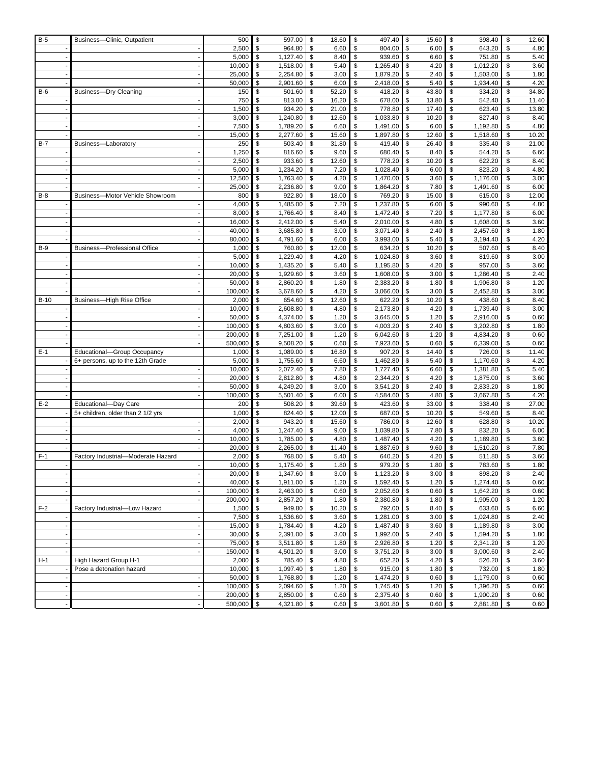| B-5 | Business—Clinic, Outpatient | 500 | $ 597.00 | $ 18.60 | $ 497.40 | $ 15.60 | $ 398.40 | $ 12.60 |
|---|---|---|---|---|---|---|---|---|
| - | - | 2,500 | $ 964.80 | $ 6.60 | $ 804.00 | $ 6.00 | $ 643.20 | $ 4.80 |
| - | - | 5,000 | $ 1,127.40 | $ 8.40 | $ 939.60 | $ 6.60 | $ 751.80 | $ 5.40 |
| - | - | 10,000 | $ 1,518.00 | $ 5.40 | $ 1,265.40 | $ 4.20 | $ 1,012.20 | $ 3.60 |
| - | - | 25,000 | $ 2,254.80 | $ 3.00 | $ 1,879.20 | $ 2.40 | $ 1,503.00 | $ 1.80 |
| - | - | 50,000 | $ 2,901.60 | $ 6.00 | $ 2,418.00 | $ 5.40 | $ 1,934.40 | $ 4.20 |
| B-6 | Business—Dry Cleaning | 150 | $ 501.60 | $ 52.20 | $ 418.20 | $ 43.80 | $ 334.20 | $ 34.80 |
| - | - | 750 | $ 813.00 | $ 16.20 | $ 678.00 | $ 13.80 | $ 542.40 | $ 11.40 |
| - | - | 1,500 | $ 934.20 | $ 21.00 | $ 778.80 | $ 17.40 | $ 623.40 | $ 13.80 |
| - | - | 3,000 | $ 1,240.80 | $ 12.60 | $ 1,033.80 | $ 10.20 | $ 827.40 | $ 8.40 |
| - | - | 7,500 | $ 1,789.20 | $ 6.60 | $ 1,491.00 | $ 6.00 | $ 1,192.80 | $ 4.80 |
| - | - | 15,000 | $ 2,277.60 | $ 15.60 | $ 1,897.80 | $ 12.60 | $ 1,518.60 | $ 10.20 |
| B-7 | Business—Laboratory | 250 | $ 503.40 | $ 31.80 | $ 419.40 | $ 26.40 | $ 335.40 | $ 21.00 |
| - | - | 1,250 | $ 816.60 | $ 9.60 | $ 680.40 | $ 8.40 | $ 544.20 | $ 6.60 |
| - | - | 2,500 | $ 933.60 | $ 12.60 | $ 778.20 | $ 10.20 | $ 622.20 | $ 8.40 |
| - | - | 5,000 | $ 1,234.20 | $ 7.20 | $ 1,028.40 | $ 6.00 | $ 823.20 | $ 4.80 |
| - | - | 12,500 | $ 1,763.40 | $ 4.20 | $ 1,470.00 | $ 3.60 | $ 1,176.00 | $ 3.00 |
| - | - | 25,000 | $ 2,236.80 | $ 9.00 | $ 1,864.20 | $ 7.80 | $ 1,491.60 | $ 6.00 |
| B-8 | Business—Motor Vehicle Showroom | 800 | $ 922.80 | $ 18.00 | $ 769.20 | $ 15.00 | $ 615.00 | $ 12.00 |
| - | - | 4,000 | $ 1,485.00 | $ 7.20 | $ 1,237.80 | $ 6.00 | $ 990.60 | $ 4.80 |
| - | - | 8,000 | $ 1,766.40 | $ 8.40 | $ 1,472.40 | $ 7.20 | $ 1,177.80 | $ 6.00 |
| - | - | 16,000 | $ 2,412.00 | $ 5.40 | $ 2,010.00 | $ 4.80 | $ 1,608.00 | $ 3.60 |
| - | - | 40,000 | $ 3,685.80 | $ 3.00 | $ 3,071.40 | $ 2.40 | $ 2,457.60 | $ 1.80 |
| - | - | 80,000 | $ 4,791.60 | $ 6.00 | $ 3,993.00 | $ 5.40 | $ 3,194.40 | $ 4.20 |
| B-9 | Business—Professional Office | 1,000 | $ 760.80 | $ 12.00 | $ 634.20 | $ 10.20 | $ 507.60 | $ 8.40 |
| - | - | 5,000 | $ 1,229.40 | $ 4.20 | $ 1,024.80 | $ 3.60 | $ 819.60 | $ 3.00 |
| - | - | 10,000 | $ 1,435.20 | $ 5.40 | $ 1,195.80 | $ 4.20 | $ 957.00 | $ 3.60 |
| - | - | 20,000 | $ 1,929.60 | $ 3.60 | $ 1,608.00 | $ 3.00 | $ 1,286.40 | $ 2.40 |
| - | - | 50,000 | $ 2,860.20 | $ 1.80 | $ 2,383.20 | $ 1.80 | $ 1,906.80 | $ 1.20 |
| - | - | 100,000 | $ 3,678.60 | $ 4.20 | $ 3,066.00 | $ 3.00 | $ 2,452.80 | $ 3.00 |
| B-10 | Business—High Rise Office | 2,000 | $ 654.60 | $ 12.60 | $ 622.20 | $ 10.20 | $ 438.60 | $ 8.40 |
| - | - | 10,000 | $ 2,608.80 | $ 4.80 | $ 2,173.80 | $ 4.20 | $ 1,739.40 | $ 3.00 |
| - | - | 50,000 | $ 4,374.00 | $ 1.20 | $ 3,645.00 | $ 1.20 | $ 2,916.00 | $ 0.60 |
| - | - | 100,000 | $ 4,803.60 | $ 3.00 | $ 4,003.20 | $ 2.40 | $ 3,202.80 | $ 1.80 |
| - | - | 200,000 | $ 7,251.00 | $ 1.20 | $ 6,042.60 | $ 1.20 | $ 4,834.20 | $ 0.60 |
| - | - | 500,000 | $ 9,508.20 | $ 0.60 | $ 7,923.60 | $ 0.60 | $ 6,339.00 | $ 0.60 |
| E-1 | Educational—Group Occupancy | 1,000 | $ 1,089.00 | $ 16.80 | $ 907.20 | $ 14.40 | $ 726.00 | $ 11.40 |
| - | 6+ persons, up to the 12th Grade | 5,000 | $ 1,755.60 | $ 6.60 | $ 1,462.80 | $ 5.40 | $ 1,170.60 | $ 4.20 |
| - | - | 10,000 | $ 2,072.40 | $ 7.80 | $ 1,727.40 | $ 6.60 | $ 1,381.80 | $ 5.40 |
| - | - | 20,000 | $ 2,812.80 | $ 4.80 | $ 2,344.20 | $ 4.20 | $ 1,875.00 | $ 3.60 |
| - | - | 50,000 | $ 4,249.20 | $ 3.00 | $ 3,541.20 | $ 2.40 | $ 2,833.20 | $ 1.80 |
| - | - | 100,000 | $ 5,501.40 | $ 6.00 | $ 4,584.60 | $ 4.80 | $ 3,667.80 | $ 4.20 |
| E-2 | Educational—Day Care | 200 | $ 508.20 | $ 39.60 | $ 423.60 | $ 33.00 | $ 338.40 | $ 27.00 |
| - | 5+ children, older than 2 1/2 yrs | 1,000 | $ 824.40 | $ 12.00 | $ 687.00 | $ 10.20 | $ 549.60 | $ 8.40 |
| - | - | 2,000 | $ 943.20 | $ 15.60 | $ 786.00 | $ 12.60 | $ 628.80 | $ 10.20 |
| - | - | 4,000 | $ 1,247.40 | $ 9.00 | $ 1,039.80 | $ 7.80 | $ 832.20 | $ 6.00 |
| - | - | 10,000 | $ 1,785.00 | $ 4.80 | $ 1,487.40 | $ 4.20 | $ 1,189.80 | $ 3.60 |
| - | - | 20,000 | $ 2,265.00 | $ 11.40 | $ 1,887.60 | $ 9.60 | $ 1,510.20 | $ 7.80 |
| F-1 | Factory Industrial—Moderate Hazard | 2,000 | $ 768.00 | $ 5.40 | $ 640.20 | $ 4.20 | $ 511.80 | $ 3.60 |
| - | - | 10,000 | $ 1,175.40 | $ 1.80 | $ 979.20 | $ 1.80 | $ 783.60 | $ 1.80 |
| - | - | 20,000 | $ 1,347.60 | $ 3.00 | $ 1,123.20 | $ 3.00 | $ 898.20 | $ 2.40 |
| - | - | 40,000 | $ 1,911.00 | $ 1.20 | $ 1,592.40 | $ 1.20 | $ 1,274.40 | $ 0.60 |
| - | - | 100,000 | $ 2,463.00 | $ 0.60 | $ 2,052.60 | $ 0.60 | $ 1,642.20 | $ 0.60 |
| - | - | 200,000 | $ 2,857.20 | $ 1.80 | $ 2,380.80 | $ 1.80 | $ 1,905.00 | $ 1.20 |
| F-2 | Factory Industrial—Low Hazard | 1,500 | $ 949.80 | $ 10.20 | $ 792.00 | $ 8.40 | $ 633.60 | $ 6.60 |
| - | - | 7,500 | $ 1,536.60 | $ 3.60 | $ 1,281.00 | $ 3.00 | $ 1,024.80 | $ 2.40 |
| - | - | 15,000 | $ 1,784.40 | $ 4.20 | $ 1,487.40 | $ 3.60 | $ 1,189.80 | $ 3.00 |
| - | - | 30,000 | $ 2,391.00 | $ 3.00 | $ 1,992.00 | $ 2.40 | $ 1,594.20 | $ 1.80 |
| - | - | 75,000 | $ 3,511.80 | $ 1.80 | $ 2,926.80 | $ 1.20 | $ 2,341.20 | $ 1.20 |
| - | - | 150,000 | $ 4,501.20 | $ 3.00 | $ 3,751.20 | $ 3.00 | $ 3,000.60 | $ 2.40 |
| H-1 | High Hazard Group H-1 | 2,000 | $ 785.40 | $ 4.80 | $ 652.20 | $ 4.20 | $ 526.20 | $ 3.60 |
| - | Pose a detonation hazard | 10,000 | $ 1,097.40 | $ 1.80 | $ 915.00 | $ 1.80 | $ 732.00 | $ 1.80 |
| - | - | 50,000 | $ 1,768.80 | $ 1.20 | $ 1,474.20 | $ 0.60 | $ 1,179.00 | $ 0.60 |
| - | - | 100,000 | $ 2,094.60 | $ 1.20 | $ 1,745.40 | $ 1.20 | $ 1,396.20 | $ 0.60 |
| - | - | 200,000 | $ 2,850.00 | $ 0.60 | $ 2,375.40 | $ 0.60 | $ 1,900.20 | $ 0.60 |
| - | - | 500,000 | $ 4,321.80 | $ 0.60 | $ 3,601.80 | $ 0.60 | $ 2,881.80 | $ 0.60 |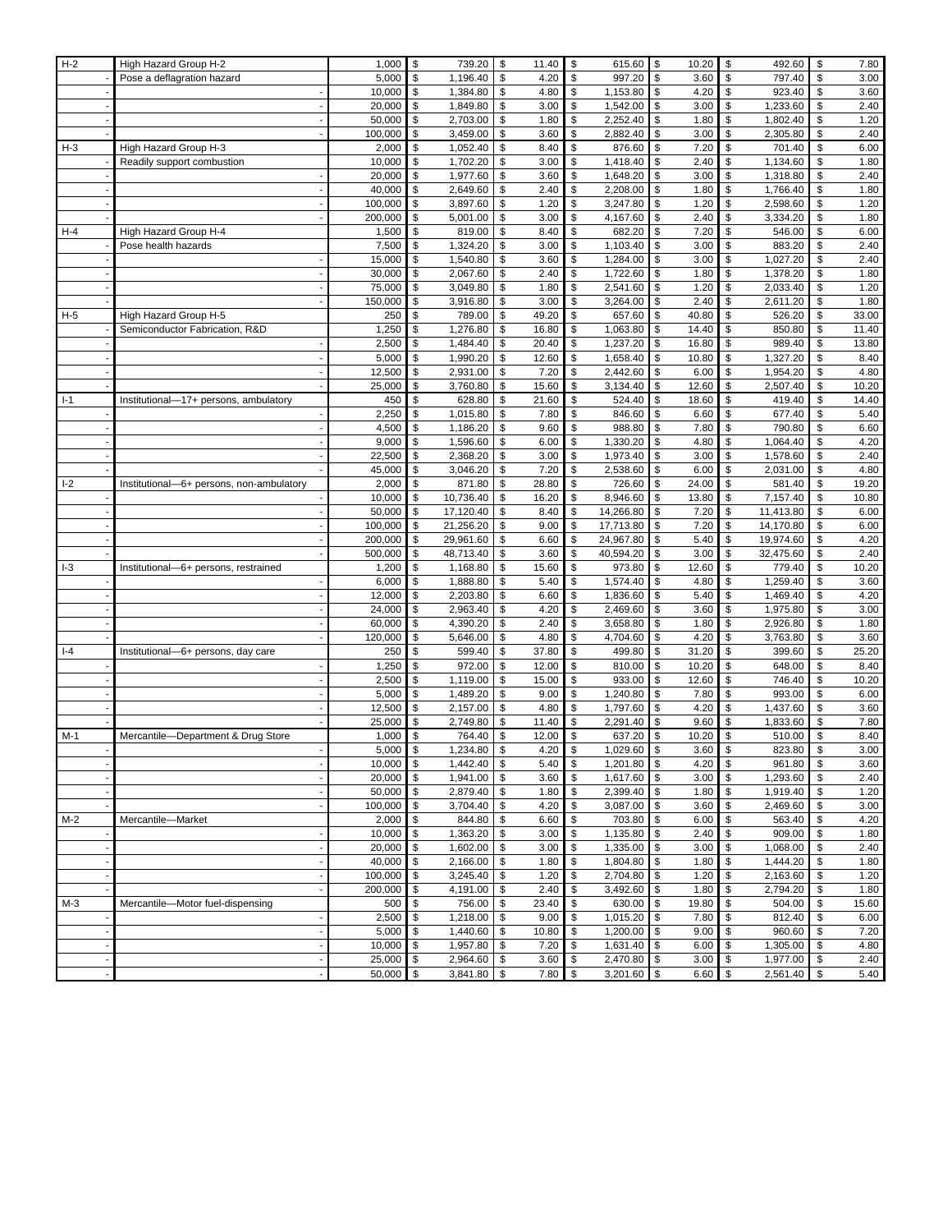| H-2 | High Hazard Group H-2 | 1,000 | $ | 739.20 | $ | 11.40 | $ | 615.60 | $ | 10.20 | $ | 492.60 | $ | 7.80 |
|---|---|---|---|---|---|---|---|---|---|---|---|---|---|---|
| - | Pose a deflagration hazard | 5,000 | $ | 1,196.40 | $ | 4.20 | $ | 997.20 | $ | 3.60 | $ | 797.40 | $ | 3.00 |
| - | - | 10,000 | $ | 1,384.80 | $ | 4.80 | $ | 1,153.80 | $ | 4.20 | $ | 923.40 | $ | 3.60 |
| - | - | 20,000 | $ | 1,849.80 | $ | 3.00 | $ | 1,542.00 | $ | 3.00 | $ | 1,233.60 | $ | 2.40 |
| - | - | 50,000 | $ | 2,703.00 | $ | 1.80 | $ | 2,252.40 | $ | 1.80 | $ | 1,802.40 | $ | 1.20 |
| - | - | 100,000 | $ | 3,459.00 | $ | 3.60 | $ | 2,882.40 | $ | 3.00 | $ | 2,305.80 | $ | 2.40 |
| H-3 | High Hazard Group H-3 | 2,000 | $ | 1,052.40 | $ | 8.40 | $ | 876.60 | $ | 7.20 | $ | 701.40 | $ | 6.00 |
| - | Readily support combustion | 10,000 | $ | 1,702.20 | $ | 3.00 | $ | 1,418.40 | $ | 2.40 | $ | 1,134.60 | $ | 1.80 |
| - | - | 20,000 | $ | 1,977.60 | $ | 3.60 | $ | 1,648.20 | $ | 3.00 | $ | 1,318.80 | $ | 2.40 |
| - | - | 40,000 | $ | 2,649.60 | $ | 2.40 | $ | 2,208.00 | $ | 1.80 | $ | 1,766.40 | $ | 1.80 |
| - | - | 100,000 | $ | 3,897.60 | $ | 1.20 | $ | 3,247.80 | $ | 1.20 | $ | 2,598.60 | $ | 1.20 |
| - | - | 200,000 | $ | 5,001.00 | $ | 3.00 | $ | 4,167.60 | $ | 2.40 | $ | 3,334.20 | $ | 1.80 |
| H-4 | High Hazard Group H-4 | 1,500 | $ | 819.00 | $ | 8.40 | $ | 682.20 | $ | 7.20 | $ | 546.00 | $ | 6.00 |
| - | Pose health hazards | 7,500 | $ | 1,324.20 | $ | 3.00 | $ | 1,103.40 | $ | 3.00 | $ | 883.20 | $ | 2.40 |
| - | - | 15,000 | $ | 1,540.80 | $ | 3.60 | $ | 1,284.00 | $ | 3.00 | $ | 1,027.20 | $ | 2.40 |
| - | - | 30,000 | $ | 2,067.60 | $ | 2.40 | $ | 1,722.60 | $ | 1.80 | $ | 1,378.20 | $ | 1.80 |
| - | - | 75,000 | $ | 3,049.80 | $ | 1.80 | $ | 2,541.60 | $ | 1.20 | $ | 2,033.40 | $ | 1.20 |
| - | - | 150,000 | $ | 3,916.80 | $ | 3.00 | $ | 3,264.00 | $ | 2.40 | $ | 2,611.20 | $ | 1.80 |
| H-5 | High Hazard Group H-5 | 250 | $ | 789.00 | $ | 49.20 | $ | 657.60 | $ | 40.80 | $ | 526.20 | $ | 33.00 |
| - | Semiconductor Fabrication, R&D | 1,250 | $ | 1,276.80 | $ | 16.80 | $ | 1,063.80 | $ | 14.40 | $ | 850.80 | $ | 11.40 |
| - | - | 2,500 | $ | 1,484.40 | $ | 20.40 | $ | 1,237.20 | $ | 16.80 | $ | 989.40 | $ | 13.80 |
| - | - | 5,000 | $ | 1,990.20 | $ | 12.60 | $ | 1,658.40 | $ | 10.80 | $ | 1,327.20 | $ | 8.40 |
| - | - | 12,500 | $ | 2,931.00 | $ | 7.20 | $ | 2,442.60 | $ | 6.00 | $ | 1,954.20 | $ | 4.80 |
| - | - | 25,000 | $ | 3,760.80 | $ | 15.60 | $ | 3,134.40 | $ | 12.60 | $ | 2,507.40 | $ | 10.20 |
| I-1 | Institutional—17+ persons, ambulatory | 450 | $ | 628.80 | $ | 21.60 | $ | 524.40 | $ | 18.60 | $ | 419.40 | $ | 14.40 |
| - | - | 2,250 | $ | 1,015.80 | $ | 7.80 | $ | 846.60 | $ | 6.60 | $ | 677.40 | $ | 5.40 |
| - | - | 4,500 | $ | 1,186.20 | $ | 9.60 | $ | 988.80 | $ | 7.80 | $ | 790.80 | $ | 6.60 |
| - | - | 9,000 | $ | 1,596.60 | $ | 6.00 | $ | 1,330.20 | $ | 4.80 | $ | 1,064.40 | $ | 4.20 |
| - | - | 22,500 | $ | 2,368.20 | $ | 3.00 | $ | 1,973.40 | $ | 3.00 | $ | 1,578.60 | $ | 2.40 |
| - | - | 45,000 | $ | 3,046.20 | $ | 7.20 | $ | 2,538.60 | $ | 6.00 | $ | 2,031.00 | $ | 4.80 |
| I-2 | Institutional—6+ persons, non-ambulatory | 2,000 | $ | 871.80 | $ | 28.80 | $ | 726.60 | $ | 24.00 | $ | 581.40 | $ | 19.20 |
| - | - | 10,000 | $ | 10,736.40 | $ | 16.20 | $ | 8,946.60 | $ | 13.80 | $ | 7,157.40 | $ | 10.80 |
| - | - | 50,000 | $ | 17,120.40 | $ | 8.40 | $ | 14,266.80 | $ | 7.20 | $ | 11,413.80 | $ | 6.00 |
| - | - | 100,000 | $ | 21,256.20 | $ | 9.00 | $ | 17,713.80 | $ | 7.20 | $ | 14,170.80 | $ | 6.00 |
| - | - | 200,000 | $ | 29,961.60 | $ | 6.60 | $ | 24,967.80 | $ | 5.40 | $ | 19,974.60 | $ | 4.20 |
| - | - | 500,000 | $ | 48,713.40 | $ | 3.60 | $ | 40,594.20 | $ | 3.00 | $ | 32,475.60 | $ | 2.40 |
| I-3 | Institutional—6+ persons, restrained | 1,200 | $ | 1,168.80 | $ | 15.60 | $ | 973.80 | $ | 12.60 | $ | 779.40 | $ | 10.20 |
| - | - | 6,000 | $ | 1,888.80 | $ | 5.40 | $ | 1,574.40 | $ | 4.80 | $ | 1,259.40 | $ | 3.60 |
| - | - | 12,000 | $ | 2,203.80 | $ | 6.60 | $ | 1,836.60 | $ | 5.40 | $ | 1,469.40 | $ | 4.20 |
| - | - | 24,000 | $ | 2,963.40 | $ | 4.20 | $ | 2,469.60 | $ | 3.60 | $ | 1,975.80 | $ | 3.00 |
| - | - | 60,000 | $ | 4,390.20 | $ | 2.40 | $ | 3,658.80 | $ | 1.80 | $ | 2,926.80 | $ | 1.80 |
| - | - | 120,000 | $ | 5,646.00 | $ | 4.80 | $ | 4,704.60 | $ | 4.20 | $ | 3,763.80 | $ | 3.60 |
| I-4 | Institutional—6+ persons, day care | 250 | $ | 599.40 | $ | 37.80 | $ | 499.80 | $ | 31.20 | $ | 399.60 | $ | 25.20 |
| - | - | 1,250 | $ | 972.00 | $ | 12.00 | $ | 810.00 | $ | 10.20 | $ | 648.00 | $ | 8.40 |
| - | - | 2,500 | $ | 1,119.00 | $ | 15.00 | $ | 933.00 | $ | 12.60 | $ | 746.40 | $ | 10.20 |
| - | - | 5,000 | $ | 1,489.20 | $ | 9.00 | $ | 1,240.80 | $ | 7.80 | $ | 993.00 | $ | 6.00 |
| - | - | 12,500 | $ | 2,157.00 | $ | 4.80 | $ | 1,797.60 | $ | 4.20 | $ | 1,437.60 | $ | 3.60 |
| - | - | 25,000 | $ | 2,749.80 | $ | 11.40 | $ | 2,291.40 | $ | 9.60 | $ | 1,833.60 | $ | 7.80 |
| M-1 | Mercantile—Department & Drug Store | 1,000 | $ | 764.40 | $ | 12.00 | $ | 637.20 | $ | 10.20 | $ | 510.00 | $ | 8.40 |
| - | - | 5,000 | $ | 1,234.80 | $ | 4.20 | $ | 1,029.60 | $ | 3.60 | $ | 823.80 | $ | 3.00 |
| - | - | 10,000 | $ | 1,442.40 | $ | 5.40 | $ | 1,201.80 | $ | 4.20 | $ | 961.80 | $ | 3.60 |
| - | - | 20,000 | $ | 1,941.00 | $ | 3.60 | $ | 1,617.60 | $ | 3.00 | $ | 1,293.60 | $ | 2.40 |
| - | - | 50,000 | $ | 2,879.40 | $ | 1.80 | $ | 2,399.40 | $ | 1.80 | $ | 1,919.40 | $ | 1.20 |
| - | - | 100,000 | $ | 3,704.40 | $ | 4.20 | $ | 3,087.00 | $ | 3.60 | $ | 2,469.60 | $ | 3.00 |
| M-2 | Mercantile—Market | 2,000 | $ | 844.80 | $ | 6.60 | $ | 703.80 | $ | 6.00 | $ | 563.40 | $ | 4.20 |
| - | - | 10,000 | $ | 1,363.20 | $ | 3.00 | $ | 1,135.80 | $ | 2.40 | $ | 909.00 | $ | 1.80 |
| - | - | 20,000 | $ | 1,602.00 | $ | 3.00 | $ | 1,335.00 | $ | 3.00 | $ | 1,068.00 | $ | 2.40 |
| - | - | 40,000 | $ | 2,166.00 | $ | 1.80 | $ | 1,804.80 | $ | 1.80 | $ | 1,444.20 | $ | 1.80 |
| - | - | 100,000 | $ | 3,245.40 | $ | 1.20 | $ | 2,704.80 | $ | 1.20 | $ | 2,163.60 | $ | 1.20 |
| - | - | 200,000 | $ | 4,191.00 | $ | 2.40 | $ | 3,492.60 | $ | 1.80 | $ | 2,794.20 | $ | 1.80 |
| M-3 | Mercantile—Motor fuel-dispensing | 500 | $ | 756.00 | $ | 23.40 | $ | 630.00 | $ | 19.80 | $ | 504.00 | $ | 15.60 |
| - | - | 2,500 | $ | 1,218.00 | $ | 9.00 | $ | 1,015.20 | $ | 7.80 | $ | 812.40 | $ | 6.00 |
| - | - | 5,000 | $ | 1,440.60 | $ | 10.80 | $ | 1,200.00 | $ | 9.00 | $ | 960.60 | $ | 7.20 |
| - | - | 10,000 | $ | 1,957.80 | $ | 7.20 | $ | 1,631.40 | $ | 6.00 | $ | 1,305.00 | $ | 4.80 |
| - | - | 25,000 | $ | 2,964.60 | $ | 3.60 | $ | 2,470.80 | $ | 3.00 | $ | 1,977.00 | $ | 2.40 |
| - | - | 50,000 | $ | 3,841.80 | $ | 7.80 | $ | 3,201.60 | $ | 6.60 | $ | 2,561.40 | $ | 5.40 |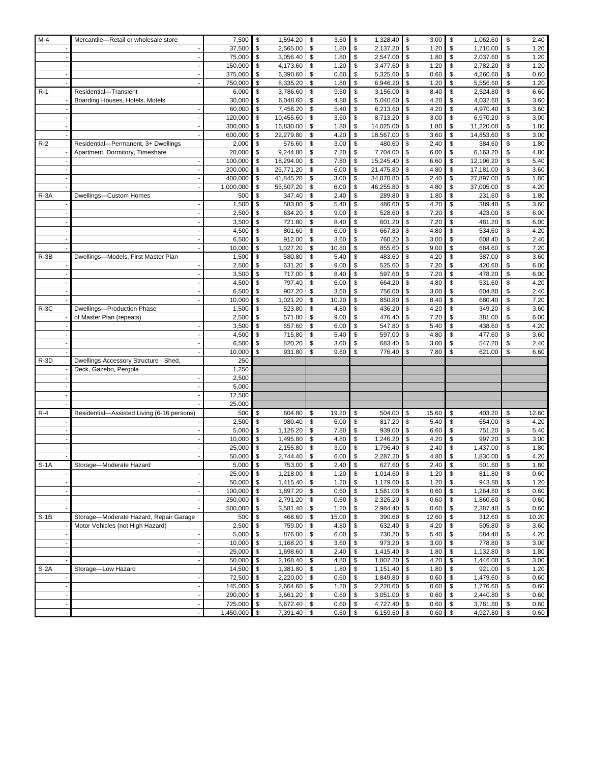| | | | | | | | | | | | | | |
|---|---|---|---|---|---|---|---|---|---|---|---|---|---|
| M-4 | Mercantile—Retail or wholesale store | 7,500 | $ | 1,594.20 | $ | 3.60 | $ | 1,328.40 | $ | 3.00 | $ | 1,062.60 | $ 2.40 |
| - | - | 37,500 | $ | 2,565.00 | $ | 1.80 | $ | 2,137.20 | $ | 1.20 | $ | 1,710.00 | $ 1.20 |
| - | - | 75,000 | $ | 3,056.40 | $ | 1.80 | $ | 2,547.00 | $ | 1.80 | $ | 2,037.60 | $ 1.20 |
| - | - | 150,000 | $ | 4,173.60 | $ | 1.20 | $ | 3,477.60 | $ | 1.20 | $ | 2,782.20 | $ 1.20 |
| - | - | 375,000 | $ | 6,390.60 | $ | 0.60 | $ | 5,325.60 | $ | 0.60 | $ | 4,260.60 | $ 0.60 |
| - | - | 750,000 | $ | 8,335.20 | $ | 1.80 | $ | 6,946.20 | $ | 1.20 | $ | 5,556.60 | $ 1.20 |
| R-1 | Residential—Transient | 6,000 | $ | 3,786.60 | $ | 9.60 | $ | 3,156.00 | $ | 8.40 | $ | 2,524.80 | $ 6.60 |
| - | Boarding Houses, Hotels, Motels | 30,000 | $ | 6,048.60 | $ | 4.80 | $ | 5,040.60 | $ | 4.20 | $ | 4,032.60 | $ 3.60 |
| - | - | 60,000 | $ | 7,456.20 | $ | 5.40 | $ | 6,213.60 | $ | 4.20 | $ | 4,970.40 | $ 3.60 |
| - | - | 120,000 | $ | 10,455.60 | $ | 3.60 | $ | 8,713.20 | $ | 3.00 | $ | 6,970.20 | $ 3.00 |
| - | - | 300,000 | $ | 16,830.00 | $ | 1.80 | $ | 14,025.00 | $ | 1.80 | $ | 11,220.00 | $ 1.80 |
| - | - | 600,000 | $ | 22,279.80 | $ | 4.20 | $ | 18,567.00 | $ | 3.60 | $ | 14,853.60 | $ 3.00 |
| R-2 | Residential—Permanent, 3+ Dwellings | 2,000 | $ | 576.60 | $ | 3.00 | $ | 480.60 | $ | 2.40 | $ | 384.60 | $ 1.80 |
| - | Apartment, Dormitory, Timeshare | 20,000 | $ | 9,244.80 | $ | 7.20 | $ | 7,704.00 | $ | 6.00 | $ | 6,163.20 | $ 4.80 |
| - | - | 100,000 | $ | 18,294.00 | $ | 7.80 | $ | 15,245.40 | $ | 6.60 | $ | 12,196.20 | $ 5.40 |
| - | - | 200,000 | $ | 25,771.20 | $ | 6.00 | $ | 21,475.80 | $ | 4.80 | $ | 17,181.00 | $ 3.60 |
| - | - | 400,000 | $ | 41,845.20 | $ | 3.00 | $ | 34,870.80 | $ | 2.40 | $ | 27,897.00 | $ 1.80 |
| - | - | 1,000,000 | $ | 55,507.20 | $ | 6.00 | $ | 46,255.80 | $ | 4.80 | $ | 37,005.00 | $ 4.20 |
| R-3A | Dwellings—Custom Homes | 500 | $ | 347.40 | $ | 2.40 | $ | 289.80 | $ | 1.80 | $ | 231.60 | $ 1.80 |
| - | - | 1,500 | $ | 583.80 | $ | 5.40 | $ | 486.60 | $ | 4.20 | $ | 389.40 | $ 3.60 |
| - | - | 2,500 | $ | 634.20 | $ | 9.00 | $ | 528.60 | $ | 7.20 | $ | 423.00 | $ 6.00 |
| - | - | 3,500 | $ | 721.80 | $ | 8.40 | $ | 601.20 | $ | 7.20 | $ | 481.20 | $ 6.00 |
| - | - | 4,500 | $ | 801.60 | $ | 6.00 | $ | 667.80 | $ | 4.80 | $ | 534.60 | $ 4.20 |
| - | - | 6,500 | $ | 912.00 | $ | 3.60 | $ | 760.20 | $ | 3.00 | $ | 608.40 | $ 2.40 |
| - | - | 10,000 | $ | 1,027.20 | $ | 10.80 | $ | 855.60 | $ | 9.00 | $ | 684.60 | $ 7.20 |
| R-3B | Dwellings—Models, First Master Plan | 1,500 | $ | 580.80 | $ | 5.40 | $ | 483.60 | $ | 4.20 | $ | 387.00 | $ 3.60 |
| - | - | 2,500 | $ | 631.20 | $ | 9.00 | $ | 525.60 | $ | 7.20 | $ | 420.60 | $ 6.00 |
| - | - | 3,500 | $ | 717.00 | $ | 8.40 | $ | 597.60 | $ | 7.20 | $ | 478.20 | $ 6.00 |
| - | - | 4,500 | $ | 797.40 | $ | 6.00 | $ | 664.20 | $ | 4.80 | $ | 531.60 | $ 4.20 |
| - | - | 6,500 | $ | 907.20 | $ | 3.60 | $ | 756.00 | $ | 3.00 | $ | 604.80 | $ 2.40 |
| - | - | 10,000 | $ | 1,021.20 | $ | 10.20 | $ | 850.80 | $ | 8.40 | $ | 680.40 | $ 7.20 |
| R-3C | Dwellings—Production Phase | 1,500 | $ | 523.80 | $ | 4.80 | $ | 436.20 | $ | 4.20 | $ | 349.20 | $ 3.60 |
| - | of Master Plan (repeats) | 2,500 | $ | 571.80 | $ | 9.00 | $ | 476.40 | $ | 7.20 | $ | 381.00 | $ 6.00 |
| - | - | 3,500 | $ | 657.60 | $ | 6.00 | $ | 547.80 | $ | 5.40 | $ | 438.60 | $ 4.20 |
| - | - | 4,500 | $ | 715.80 | $ | 5.40 | $ | 597.00 | $ | 4.80 | $ | 477.60 | $ 3.60 |
| - | - | 6,500 | $ | 820.20 | $ | 3.60 | $ | 683.40 | $ | 3.00 | $ | 547.20 | $ 2.40 |
| - | - | 10,000 | $ | 931.80 | $ | 9.60 | $ | 776.40 | $ | 7.80 | $ | 621.00 | $ 6.60 |
| R-3D | Dwellings Accessory Structure - Shed, | 250 | | | | | | | | | | | |
| - | Deck, Gazebo, Pergola | 1,250 | | | | | | | | | | | |
| - | - | 2,500 | | | | | | | | | | | |
| - | - | 5,000 | | | | | | | | | | | |
| - | - | 12,500 | | | | | | | | | | | |
| - | - | 25,000 | | | | | | | | | | | |
| R-4 | Residential—Assisted Living (6-16 persons) | 500 | $ | 604.80 | $ | 19.20 | $ | 504.00 | $ | 15.60 | $ | 403.20 | $ 12.60 |
| - | - | 2,500 | $ | 980.40 | $ | 6.00 | $ | 817.20 | $ | 5.40 | $ | 654.00 | $ 4.20 |
| - | - | 5,000 | $ | 1,126.20 | $ | 7.80 | $ | 939.00 | $ | 6.60 | $ | 751.20 | $ 5.40 |
| - | - | 10,000 | $ | 1,495.80 | $ | 4.80 | $ | 1,246.20 | $ | 4.20 | $ | 997.20 | $ 3.00 |
| - | - | 25,000 | $ | 2,155.80 | $ | 3.00 | $ | 1,796.40 | $ | 2.40 | $ | 1,437.00 | $ 1.80 |
| - | - | 50,000 | $ | 2,744.40 | $ | 6.00 | $ | 2,287.20 | $ | 4.80 | $ | 1,830.00 | $ 4.20 |
| S-1A | Storage—Moderate Hazard | 5,000 | $ | 753.00 | $ | 2.40 | $ | 627.60 | $ | 2.40 | $ | 501.60 | $ 1.80 |
| - | - | 25,000 | $ | 1,218.00 | $ | 1.20 | $ | 1,014.60 | $ | 1.20 | $ | 811.80 | $ 0.60 |
| - | - | 50,000 | $ | 1,415.40 | $ | 1.20 | $ | 1,179.60 | $ | 1.20 | $ | 943.80 | $ 1.20 |
| - | - | 100,000 | $ | 1,897.20 | $ | 0.60 | $ | 1,581.00 | $ | 0.60 | $ | 1,264.80 | $ 0.60 |
| - | - | 250,000 | $ | 2,791.20 | $ | 0.60 | $ | 2,326.20 | $ | 0.60 | $ | 1,860.60 | $ 0.60 |
| - | - | 500,000 | $ | 3,581.40 | $ | 1.20 | $ | 2,984.40 | $ | 0.60 | $ | 2,387.40 | $ 0.60 |
| S-1B | Storage—Moderate Hazard, Repair Garage | 500 | $ | 468.60 | $ | 15.00 | $ | 390.60 | $ | 12.60 | $ | 312.60 | $ 10.20 |
| - | Motor Vehicles (not High Hazard) | 2,500 | $ | 759.00 | $ | 4.80 | $ | 632.40 | $ | 4.20 | $ | 505.80 | $ 3.60 |
| - | - | 5,000 | $ | 876.00 | $ | 6.00 | $ | 730.20 | $ | 5.40 | $ | 584.40 | $ 4.20 |
| - | - | 10,000 | $ | 1,168.20 | $ | 3.60 | $ | 973.20 | $ | 3.00 | $ | 778.80 | $ 3.00 |
| - | - | 25,000 | $ | 1,698.60 | $ | 2.40 | $ | 1,415.40 | $ | 1.80 | $ | 1,132.80 | $ 1.80 |
| - | - | 50,000 | $ | 2,168.40 | $ | 4.80 | $ | 1,807.20 | $ | 4.20 | $ | 1,446.00 | $ 3.00 |
| S-2A | Storage—Low Hazard | 14,500 | $ | 1,381.80 | $ | 1.80 | $ | 1,151.40 | $ | 1.80 | $ | 921.00 | $ 1.20 |
| - | - | 72,500 | $ | 2,220.00 | $ | 0.60 | $ | 1,849.80 | $ | 0.60 | $ | 1,479.60 | $ 0.60 |
| - | - | 145,000 | $ | 2,664.60 | $ | 1.20 | $ | 2,220.60 | $ | 0.60 | $ | 1,776.60 | $ 0.60 |
| - | - | 290,000 | $ | 3,661.20 | $ | 0.60 | $ | 3,051.00 | $ | 0.60 | $ | 2,440.80 | $ 0.60 |
| - | - | 725,000 | $ | 5,672.40 | $ | 0.60 | $ | 4,727.40 | $ | 0.60 | $ | 3,781.80 | $ 0.60 |
| - | - | 1,450,000 | $ | 7,391.40 | $ | 0.60 | $ | 6,159.60 | $ | 0.60 | $ | 4,927.80 | $ 0.60 |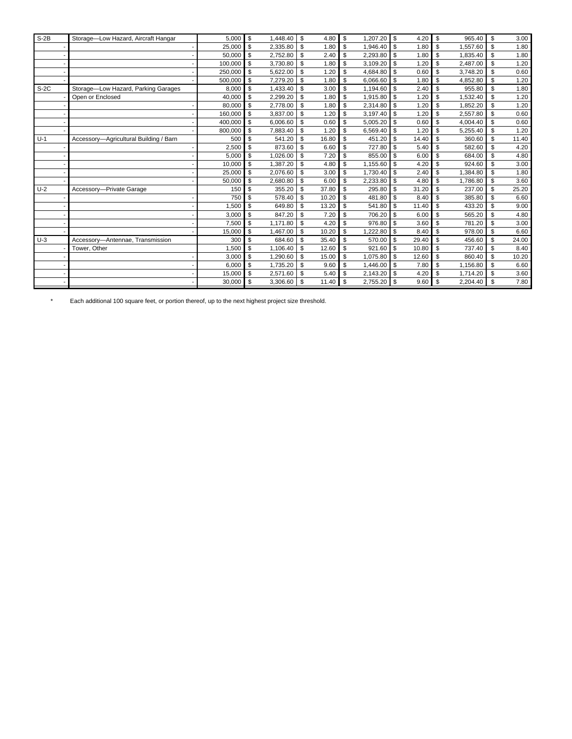| | | | | | | | | | | | | | |
|---|---|---|---|---|---|---|---|---|---|---|---|---|---|
| S-2B | Storage—Low Hazard, Aircraft Hangar | 5,000 | $ | 1,448.40 | $ | 4.80 | $ | 1,207.20 | $ | 4.20 | $ | 965.40 | $ | 3.00 |
| - | - | 25,000 | $ | 2,335.80 | $ | 1.80 | $ | 1,946.40 | $ | 1.80 | $ | 1,557.60 | $ | 1.80 |
| - | - | 50,000 | $ | 2,752.80 | $ | 2.40 | $ | 2,293.80 | $ | 1.80 | $ | 1,835.40 | $ | 1.80 |
| - | - | 100,000 | $ | 3,730.80 | $ | 1.80 | $ | 3,109.20 | $ | 1.20 | $ | 2,487.00 | $ | 1.20 |
| - | - | 250,000 | $ | 5,622.00 | $ | 1.20 | $ | 4,684.80 | $ | 0.60 | $ | 3,748.20 | $ | 0.60 |
| - | - | 500,000 | $ | 7,279.20 | $ | 1.80 | $ | 6,066.60 | $ | 1.80 | $ | 4,852.80 | $ | 1.20 |
| S-2C | Storage—Low Hazard, Parking Garages | 8,000 | $ | 1,433.40 | $ | 3.00 | $ | 1,194.60 | $ | 2.40 | $ | 955.80 | $ | 1.80 |
| - | Open or Enclosed | 40,000 | $ | 2,299.20 | $ | 1.80 | $ | 1,915.80 | $ | 1.20 | $ | 1,532.40 | $ | 1.20 |
| - | - | 80,000 | $ | 2,778.00 | $ | 1.80 | $ | 2,314.80 | $ | 1.20 | $ | 1,852.20 | $ | 1.20 |
| - | - | 160,000 | $ | 3,837.00 | $ | 1.20 | $ | 3,197.40 | $ | 1.20 | $ | 2,557.80 | $ | 0.60 |
| - | - | 400,000 | $ | 6,006.60 | $ | 0.60 | $ | 5,005.20 | $ | 0.60 | $ | 4,004.40 | $ | 0.60 |
| - | - | 800,000 | $ | 7,883.40 | $ | 1.20 | $ | 6,569.40 | $ | 1.20 | $ | 5,255.40 | $ | 1.20 |
| U-1 | Accessory—Agricultural Building / Barn | 500 | $ | 541.20 | $ | 16.80 | $ | 451.20 | $ | 14.40 | $ | 360.60 | $ | 11.40 |
| - | - | 2,500 | $ | 873.60 | $ | 6.60 | $ | 727.80 | $ | 5.40 | $ | 582.60 | $ | 4.20 |
| - | - | 5,000 | $ | 1,026.00 | $ | 7.20 | $ | 855.00 | $ | 6.00 | $ | 684.00 | $ | 4.80 |
| - | - | 10,000 | $ | 1,387.20 | $ | 4.80 | $ | 1,155.60 | $ | 4.20 | $ | 924.60 | $ | 3.00 |
| - | - | 25,000 | $ | 2,076.60 | $ | 3.00 | $ | 1,730.40 | $ | 2.40 | $ | 1,384.80 | $ | 1.80 |
| - | - | 50,000 | $ | 2,680.80 | $ | 6.00 | $ | 2,233.80 | $ | 4.80 | $ | 1,786.80 | $ | 3.60 |
| U-2 | Accessory—Private Garage | 150 | $ | 355.20 | $ | 37.80 | $ | 295.80 | $ | 31.20 | $ | 237.00 | $ | 25.20 |
| - | - | 750 | $ | 578.40 | $ | 10.20 | $ | 481.80 | $ | 8.40 | $ | 385.80 | $ | 6.60 |
| - | - | 1,500 | $ | 649.80 | $ | 13.20 | $ | 541.80 | $ | 11.40 | $ | 433.20 | $ | 9.00 |
| - | - | 3,000 | $ | 847.20 | $ | 7.20 | $ | 706.20 | $ | 6.00 | $ | 565.20 | $ | 4.80 |
| - | - | 7,500 | $ | 1,171.80 | $ | 4.20 | $ | 976.80 | $ | 3.60 | $ | 781.20 | $ | 3.00 |
| - | - | 15,000 | $ | 1,467.00 | $ | 10.20 | $ | 1,222.80 | $ | 8.40 | $ | 978.00 | $ | 6.60 |
| U-3 | Accessory—Antennae, Transmission | 300 | $ | 684.60 | $ | 35.40 | $ | 570.00 | $ | 29.40 | $ | 456.60 | $ | 24.00 |
| - | Tower, Other | 1,500 | $ | 1,106.40 | $ | 12.60 | $ | 921.60 | $ | 10.80 | $ | 737.40 | $ | 8.40 |
| - | - | 3,000 | $ | 1,290.60 | $ | 15.00 | $ | 1,075.80 | $ | 12.60 | $ | 860.40 | $ | 10.20 |
| - | - | 6,000 | $ | 1,735.20 | $ | 9.60 | $ | 1,446.00 | $ | 7.80 | $ | 1,156.80 | $ | 6.60 |
| - | - | 15,000 | $ | 2,571.60 | $ | 5.40 | $ | 2,143.20 | $ | 4.20 | $ | 1,714.20 | $ | 3.60 |
| - | - | 30,000 | $ | 3,306.60 | $ | 11.40 | $ | 2,755.20 | $ | 9.60 | $ | 2,204.40 | $ | 7.80 |

* Each additional 100 square feet, or portion thereof, up to the next highest project size threshold.